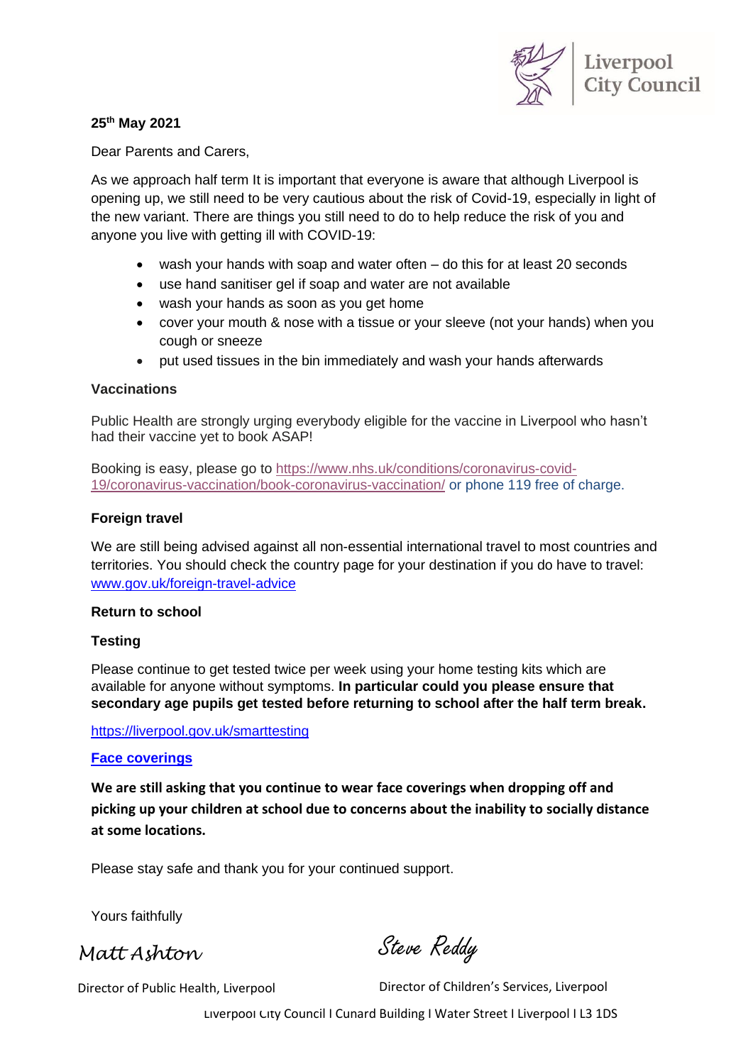Liverpool City Council

**25th May 2021**

Dear Parents and Carers,

As we approach half term It is important that everyone is aware that although Liverpool is opening up, we still need to be very cautious about the risk of Covid-19, especially in light of the new variant. There are things you still need to do to help reduce the risk of you and anyone you live with getting ill with COVID-19:

- wash your hands with soap and water often – do this for at least 20 seconds
- use hand sanitiser gel if soap and water are not available
- wash your hands as soon as you get home
- cover your mouth & nose with a tissue or your sleeve (not your hands) when you cough or sneeze
- put used tissues in the bin immediately and wash your hands afterwards

**Vaccinations**

Public Health are strongly urging everybody eligible for the vaccine in Liverpool who hasn't had their vaccine yet to book ASAP!

Booking is easy, please go to https://www.nhs.uk/conditions/coronavirus-covid-19/coronavirus-vaccination/book-coronavirus-vaccination/ or phone 119 free of charge.

**Foreign travel**

We are still being advised against all non-essential international travel to most countries and territories. You should check the country page for your destination if you do have to travel: www.gov.uk/foreign-travel-advice

**Return to school**

**Testing**

Please continue to get tested twice per week using your home testing kits which are available for anyone without symptoms. **In particular could you please ensure that secondary age pupils get tested before returning to school after the half term break.**

https://liverpool.gov.uk/smarttesting

**Face coverings**

**We are still asking that you continue to wear face coverings when dropping off and picking up your children at school due to concerns about the inability to socially distance at some locations.**

Please stay safe and thank you for your continued support.

Yours faithfully

*Matt Ashton*
Director of Public Health, Liverpool

*Steve Reddy*
Director of Children's Services, Liverpool

Liverpool City Council I Cunard Building I Water Street I Liverpool I L3 1DS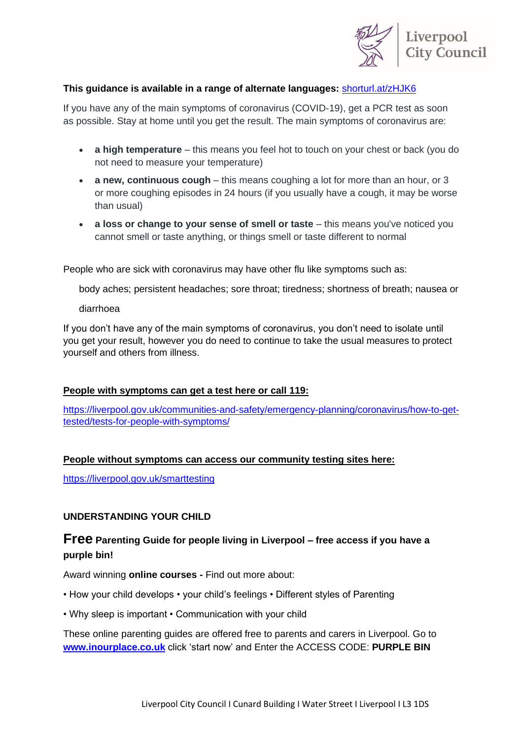**This guidance is available in a range of alternate languages:** [shorturl.at/zHJK6](shorturl.at/zHJK6)

If you have any of the main symptoms of coronavirus (COVID-19), get a PCR test as soon as possible. Stay at home until you get the result. The main symptoms of coronavirus are:

- **a high temperature** – this means you feel hot to touch on your chest or back (you do not need to measure your temperature)
- **a new, continuous cough** – this means coughing a lot for more than an hour, or 3 or more coughing episodes in 24 hours (if you usually have a cough, it may be worse than usual)
- **a loss or change to your sense of smell or taste** – this means you've noticed you cannot smell or taste anything, or things smell or taste different to normal

People who are sick with coronavirus may have other flu like symptoms such as:

body aches; persistent headaches; sore throat; tiredness; shortness of breath; nausea or diarrhoea

If you don't have any of the main symptoms of coronavirus, you don't need to isolate until you get your result, however you do need to continue to take the usual measures to protect yourself and others from illness.

**People with symptoms can get a test here or call 119:**

https://liverpool.gov.uk/communities-and-safety/emergency-planning/coronavirus/how-to-get-tested/tests-for-people-with-symptoms/

**People without symptoms can access our community testing sites here:**

https://liverpool.gov.uk/smarttesting

**UNDERSTANDING YOUR CHILD**

## Free Parenting Guide for people living in Liverpool – free access if you have a purple bin!

Award winning **online courses -** Find out more about:

• How your child develops • your child's feelings • Different styles of Parenting

• Why sleep is important • Communication with your child

These online parenting guides are offered free to parents and carers in Liverpool. Go to **www.inourplace.co.uk** click 'start now' and Enter the ACCESS CODE: **PURPLE BIN**